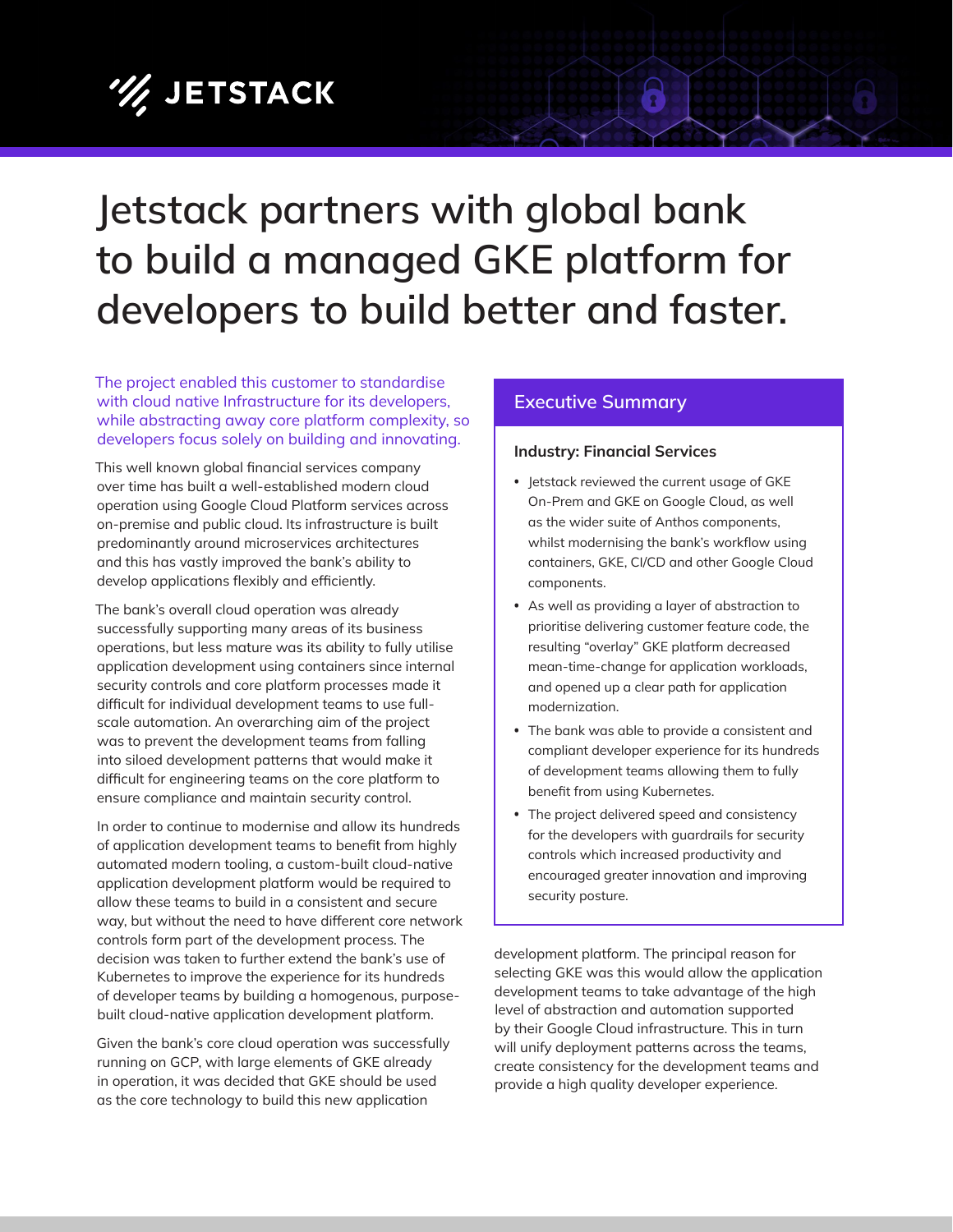# Jetstack partners with global bank to build a managed GKE platform for developers to build better and faster.

The project enabled this customer to standardise with cloud native Infrastructure for its developers, while abstracting away core platform complexity, so developers focus solely on building and innovating.

This well known global financial services company over time has built a well-established modern cloud operation using Google Cloud Platform services across on-premise and public cloud. Its infrastructure is built predominantly around microservices architectures and this has vastly improved the bank's ability to develop applications flexibly and efficiently.

The bank's overall cloud operation was already successfully supporting many areas of its business operations, but less mature was its ability to fully utilise application development using containers since internal security controls and core platform processes made it difficult for individual development teams to use full-scale automation. An overarching aim of the project was to prevent the development teams from falling into siloed development patterns that would make it difficult for engineering teams on the core platform to ensure compliance and maintain security control.

In order to continue to modernise and allow its hundreds of application development teams to benefit from highly automated modern tooling, a custom-built cloud-native application development platform would be required to allow these teams to build in a consistent and secure way, but without the need to have different core network controls form part of the development process. The decision was taken to further extend the bank's use of Kubernetes to improve the experience for its hundreds of developer teams by building a homogenous, purpose-built cloud-native application development platform.

Given the bank's core cloud operation was successfully running on GCP, with large elements of GKE already in operation, it was decided that GKE should be used as the core technology to build this new application development platform. The principal reason for selecting GKE was this would allow the application development teams to take advantage of the high level of abstraction and automation supported by their Google Cloud infrastructure. This in turn will unify deployment patterns across the teams, create consistency for the development teams and provide a high quality developer experience.

## Executive Summary

**Industry: Financial Services**

- Jetstack reviewed the current usage of GKE On-Prem and GKE on Google Cloud, as well as the wider suite of Anthos components, whilst modernising the bank's workflow using containers, GKE, CI/CD and other Google Cloud components.
- As well as providing a layer of abstraction to prioritise delivering customer feature code, the resulting "overlay" GKE platform decreased mean-time-change for application workloads, and opened up a clear path for application modernization.
- The bank was able to provide a consistent and compliant developer experience for its hundreds of development teams allowing them to fully benefit from using Kubernetes.
- The project delivered speed and consistency for the developers with guardrails for security controls which increased productivity and encouraged greater innovation and improving security posture.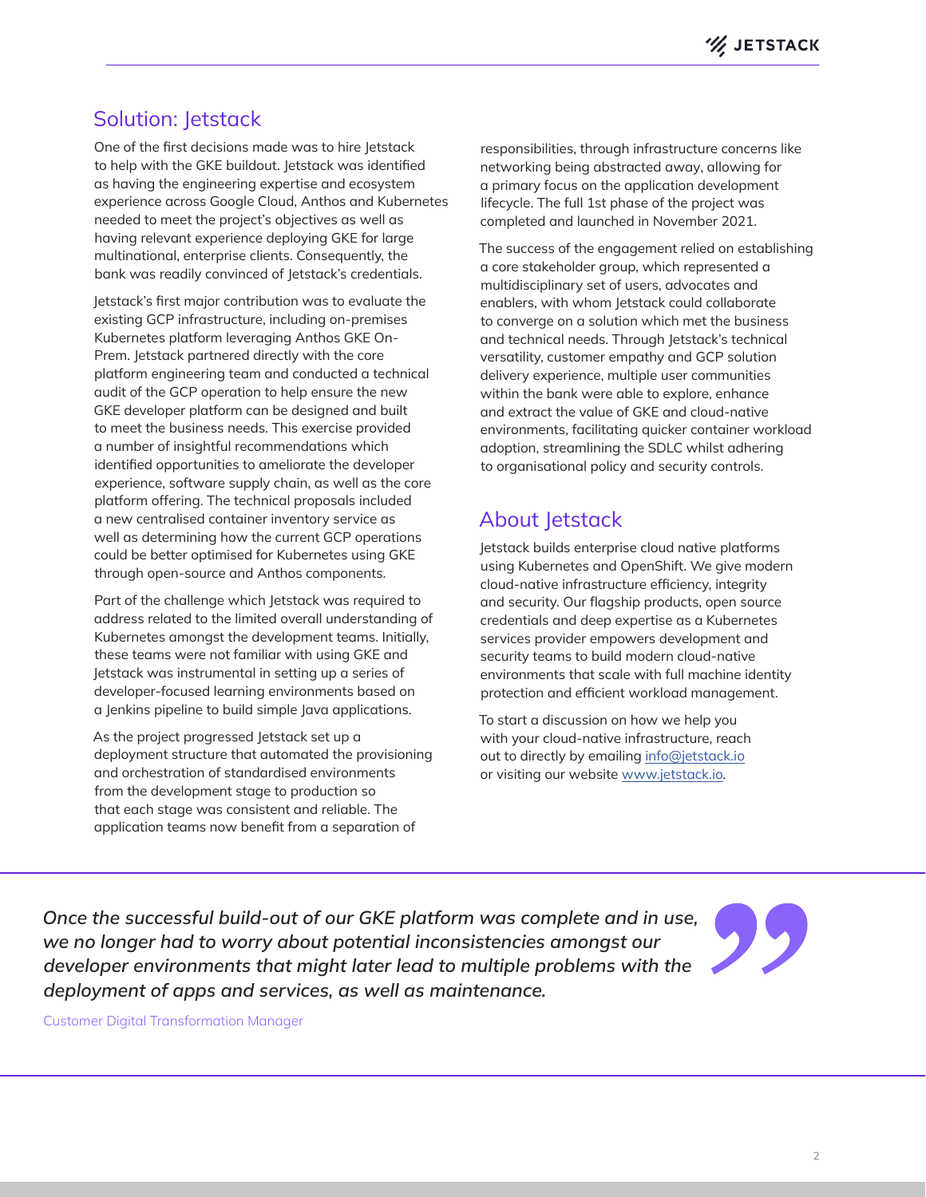## Solution: Jetstack

One of the first decisions made was to hire Jetstack to help with the GKE buildout. Jetstack was identified as having the engineering expertise and ecosystem experience across Google Cloud, Anthos and Kubernetes needed to meet the project's objectives as well as having relevant experience deploying GKE for large multinational, enterprise clients. Consequently, the bank was readily convinced of Jetstack's credentials.

Jetstack's first major contribution was to evaluate the existing GCP infrastructure, including on-premises Kubernetes platform leveraging Anthos GKE On-Prem. Jetstack partnered directly with the core platform engineering team and conducted a technical audit of the GCP operation to help ensure the new GKE developer platform can be designed and built to meet the business needs. This exercise provided a number of insightful recommendations which identified opportunities to ameliorate the developer experience, software supply chain, as well as the core platform offering. The technical proposals included a new centralised container inventory service as well as determining how the current GCP operations could be better optimised for Kubernetes using GKE through open-source and Anthos components.

Part of the challenge which Jetstack was required to address related to the limited overall understanding of Kubernetes amongst the development teams. Initially, these teams were not familiar with using GKE and Jetstack was instrumental in setting up a series of developer-focused learning environments based on a Jenkins pipeline to build simple Java applications.

As the project progressed Jetstack set up a deployment structure that automated the provisioning and orchestration of standardised environments from the development stage to production so that each stage was consistent and reliable. The application teams now benefit from a separation of responsibilities, through infrastructure concerns like networking being abstracted away, allowing for a primary focus on the application development lifecycle. The full 1st phase of the project was completed and launched in November 2021.

The success of the engagement relied on establishing a core stakeholder group, which represented a multidisciplinary set of users, advocates and enablers, with whom Jetstack could collaborate to converge on a solution which met the business and technical needs. Through Jetstack's technical versatility, customer empathy and GCP solution delivery experience, multiple user communities within the bank were able to explore, enhance and extract the value of GKE and cloud-native environments, facilitating quicker container workload adoption, streamlining the SDLC whilst adhering to organisational policy and security controls.

## About Jetstack

Jetstack builds enterprise cloud native platforms using Kubernetes and OpenShift. We give modern cloud-native infrastructure efficiency, integrity and security. Our flagship products, open source credentials and deep expertise as a Kubernetes services provider empowers development and security teams to build modern cloud-native environments that scale with full machine identity protection and efficient workload management.

To start a discussion on how we help you with your cloud-native infrastructure, reach out to directly by emailing info@jetstack.io or visiting our website www.jetstack.io.

> *Once the successful build-out of our GKE platform was complete and in use, we no longer had to worry about potential inconsistencies amongst our developer environments that might later lead to multiple problems with the deployment of apps and services, as well as maintenance.*
>
> Customer Digital Transformation Manager